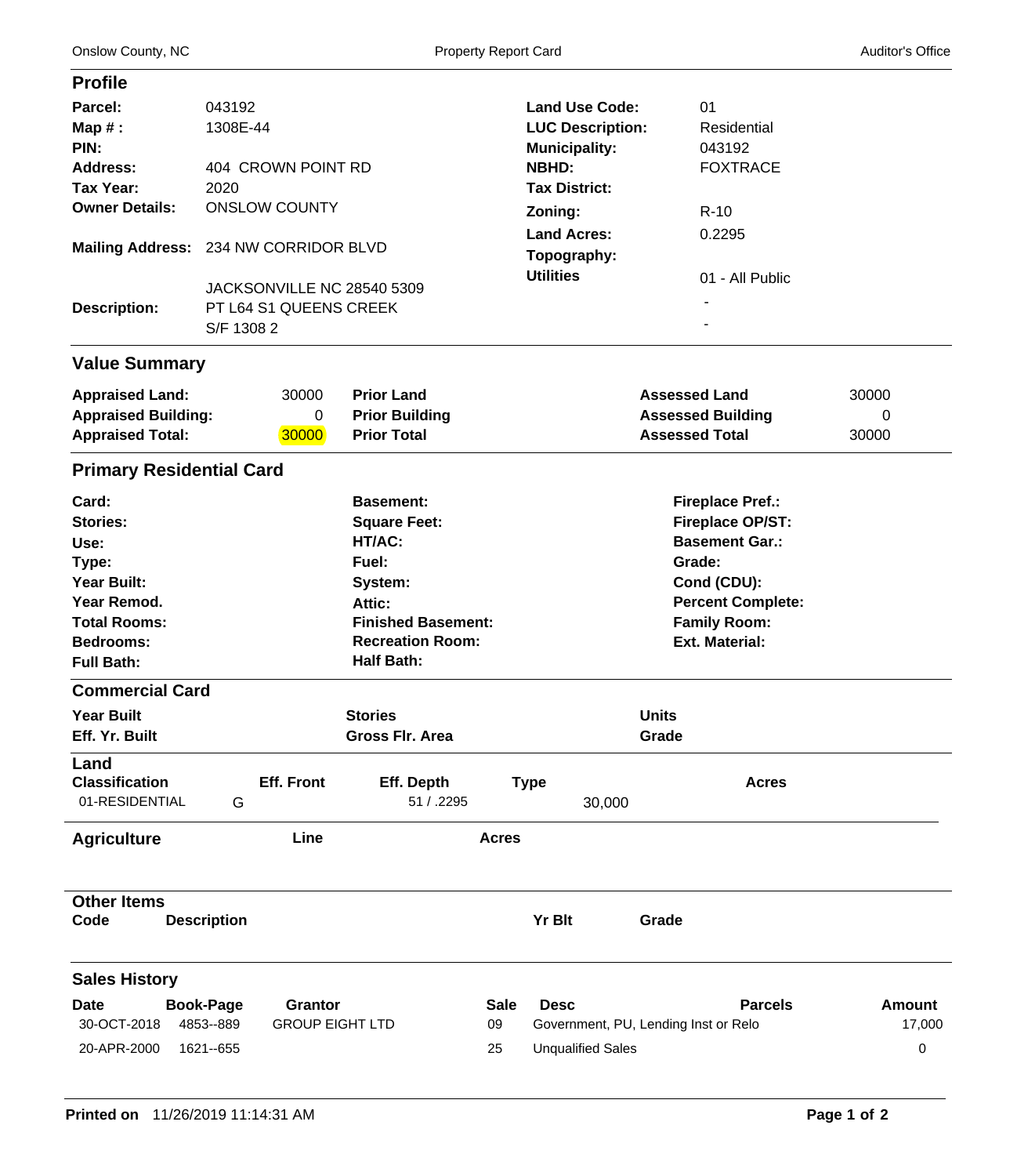Onslow County, NC — Property Report Card — Auditor's Office

## Profile

| | | | |
|---|---|---|---|
| **Parcel:** | 043192 | **Land Use Code:** | 01 |
| **Map # :** | 1308E-44 | **LUC Description:** | Residential |
| **PIN:** | | **Municipality:** | 043192 |
| **Address:** | 404 CROWN POINT RD | **NBHD:** | FOXTRACE |
| **Tax Year:** | 2020 | **Tax District:** | |
| **Owner Details:** | ONSLOW COUNTY | **Zoning:** | R-10 |
| **Mailing Address:** | 234 NW CORRIDOR BLVD | **Land Acres:** | 0.2295 |
| | | **Topography:** | |
| | JACKSONVILLE NC 28540 5309 | **Utilities** | 01 - All Public |
| **Description:** | PT L64 S1 QUEENS CREEK | | - |
| | S/F 1308 2 | | - |

## Value Summary

| | | | | | |
|---|---|---|---|---|---|
| **Appraised Land:** | 30000 | **Prior Land** | | **Assessed Land** | 30000 |
| **Appraised Building:** | 0 | **Prior Building** | | **Assessed Building** | 0 |
| **Appraised Total:** | 30000 | **Prior Total** | | **Assessed Total** | 30000 |

## Primary Residential Card

| | | | | | |
|---|---|---|---|---|---|
| **Card:** | | **Basement:** | | **Fireplace Pref.:** | |
| **Stories:** | | **Square Feet:** | | **Fireplace OP/ST:** | |
| **Use:** | | **HT/AC:** | | **Basement Gar.:** | |
| **Type:** | | **Fuel:** | | **Grade:** | |
| **Year Built:** | | **System:** | | **Cond (CDU):** | |
| **Year Remod.** | | **Attic:** | | **Percent Complete:** | |
| **Total Rooms:** | | **Finished Basement:** | | **Family Room:** | |
| **Bedrooms:** | | **Recreation Room:** | | **Ext. Material:** | |
| **Full Bath:** | | **Half Bath:** | | | |

## Commercial Card

| | | | | | |
|---|---|---|---|---|---|
| **Year Built** | | **Stories** | | **Units** | |
| **Eff. Yr. Built** | | **Gross Flr. Area** | | **Grade** | |

## Land

| Classification | Eff. Front | Eff. Depth | Type | Acres |
|---|---|---|---|---|
| 01-RESIDENTIAL | G | 51 / .2295 | 30,000 | |

## Agriculture

| Line | Acres |
|---|---|
| | |

## Other Items

| Code | Description | Yr Blt | Grade |
|---|---|---|---|
| | | | |

## Sales History

| Date | Book-Page | Grantor | Sale | Desc | Parcels | Amount |
|---|---|---|---|---|---|---|
| 30-OCT-2018 | 4853--889 | GROUP EIGHT LTD | 09 | Government, PU, Lending Inst or Relo | | 17,000 |
| 20-APR-2000 | 1621--655 | | 25 | Unqualified Sales | | 0 |

**Printed on** 11/26/2019 11:14:31 AM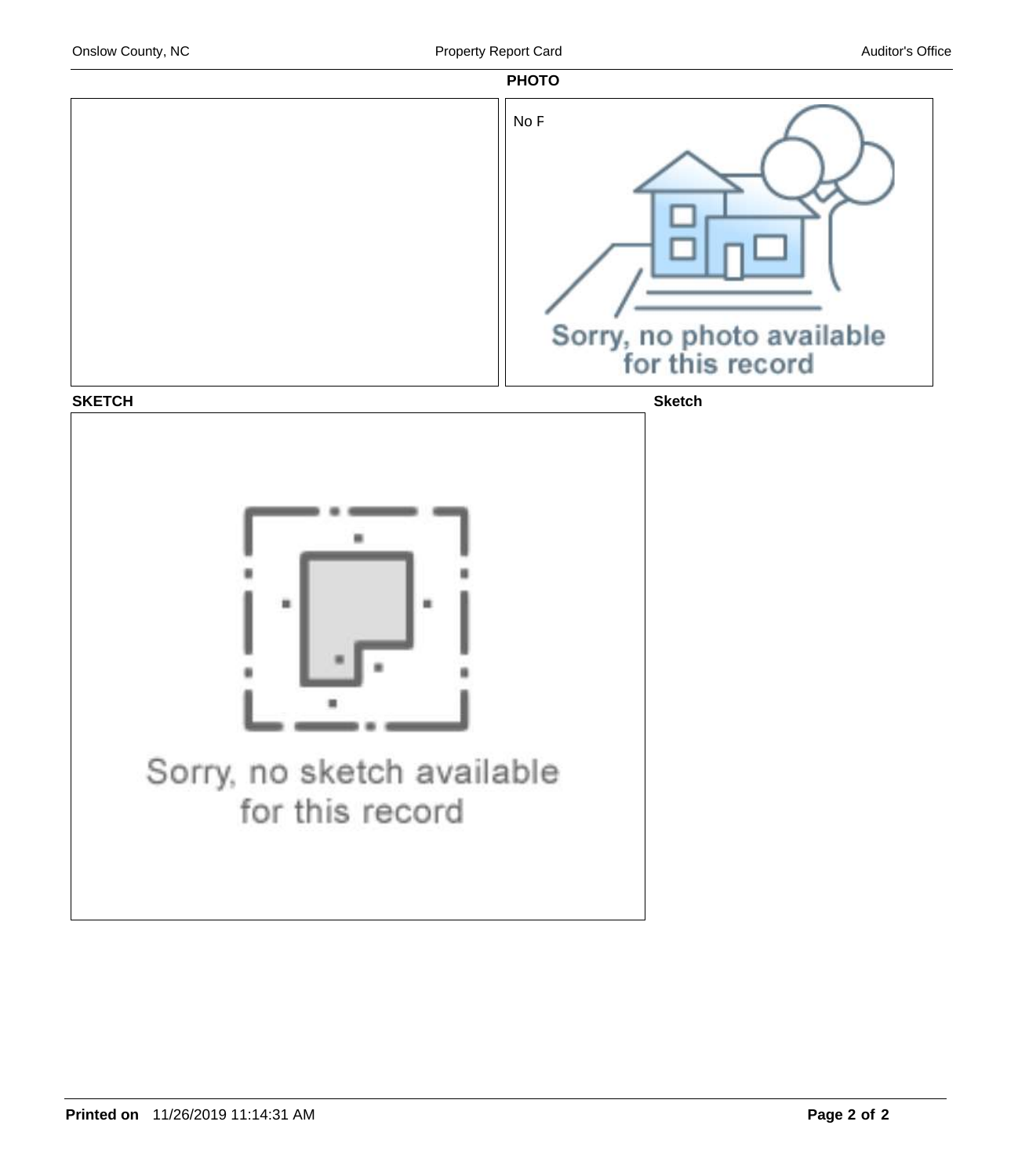## PHOTO

No F

Sorry, no photo available for this record

## SKETCH

**Sketch**

Sorry, no sketch available for this record

**Printed on** 11/26/2019 11:14:31 AM